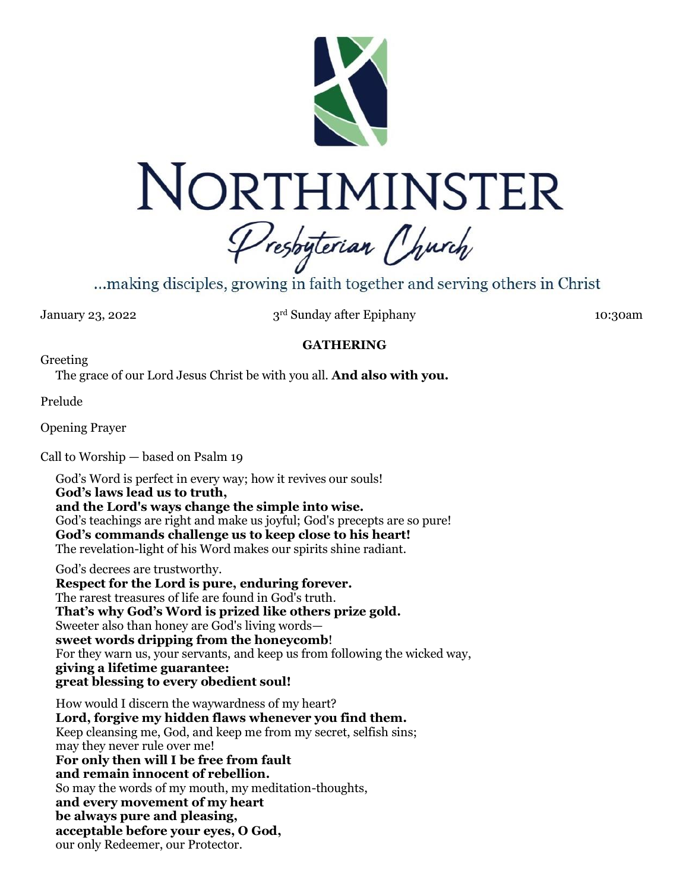# NORTHMINSTER

## Presbyterian Church

...making disciples, growing in faith together and serving others in Christ

January 23, 2022 — 3rd Sunday after Epiphany — 10:30am

### GATHERING

Greeting

The grace of our Lord Jesus Christ be with you all. **And also with you.**

Prelude

Opening Prayer

Call to Worship — based on Psalm 19

God's Word is perfect in every way; how it revives our souls!
**God's laws lead us to truth,**
**and the Lord's ways change the simple into wise.**
God's teachings are right and make us joyful; God's precepts are so pure!
**God's commands challenge us to keep close to his heart!**
The revelation-light of his Word makes our spirits shine radiant.

God's decrees are trustworthy.
**Respect for the Lord is pure, enduring forever.**
The rarest treasures of life are found in God's truth.
**That's why God's Word is prized like others prize gold.**
Sweeter also than honey are God's living words—
**sweet words dripping from the honeycomb**!
For they warn us, your servants, and keep us from following the wicked way,
**giving a lifetime guarantee:**
**great blessing to every obedient soul!**

How would I discern the waywardness of my heart?
**Lord, forgive my hidden flaws whenever you find them.**
Keep cleansing me, God, and keep me from my secret, selfish sins;
may they never rule over me!
**For only then will I be free from fault**
**and remain innocent of rebellion.**
So may the words of my mouth, my meditation-thoughts,
**and every movement of my heart**
**be always pure and pleasing,**
**acceptable before your eyes, O God,**
our only Redeemer, our Protector.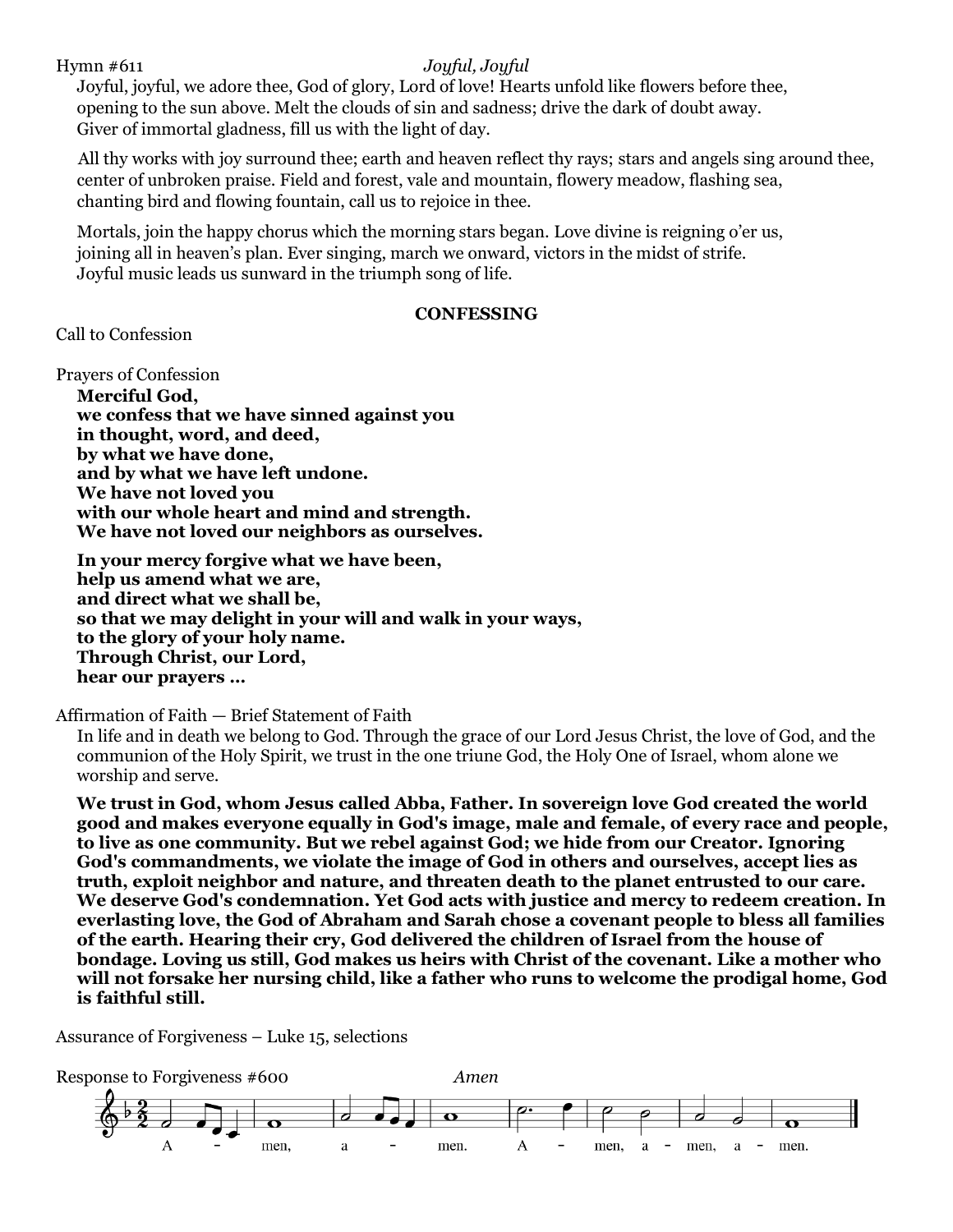Hymn #611 *Joyful, Joyful*

Joyful, joyful, we adore thee, God of glory, Lord of love! Hearts unfold like flowers before thee, opening to the sun above. Melt the clouds of sin and sadness; drive the dark of doubt away. Giver of immortal gladness, fill us with the light of day.

All thy works with joy surround thee; earth and heaven reflect thy rays; stars and angels sing around thee, center of unbroken praise. Field and forest, vale and mountain, flowery meadow, flashing sea, chanting bird and flowing fountain, call us to rejoice in thee.

Mortals, join the happy chorus which the morning stars began. Love divine is reigning o'er us, joining all in heaven's plan. Ever singing, march we onward, victors in the midst of strife. Joyful music leads us sunward in the triumph song of life.

## CONFESSING

Call to Confession

Prayers of Confession

**Merciful God,**
**we confess that we have sinned against you**
**in thought, word, and deed,**
**by what we have done,**
**and by what we have left undone.**
**We have not loved you**
**with our whole heart and mind and strength.**
**We have not loved our neighbors as ourselves.**

**In your mercy forgive what we have been,**
**help us amend what we are,**
**and direct what we shall be,**
**so that we may delight in your will and walk in your ways,**
**to the glory of your holy name.**
**Through Christ, our Lord,**
**hear our prayers …**

Affirmation of Faith — Brief Statement of Faith

In life and in death we belong to God. Through the grace of our Lord Jesus Christ, the love of God, and the communion of the Holy Spirit, we trust in the one triune God, the Holy One of Israel, whom alone we worship and serve.

**We trust in God, whom Jesus called Abba, Father. In sovereign love God created the world good and makes everyone equally in God's image, male and female, of every race and people, to live as one community. But we rebel against God; we hide from our Creator. Ignoring God's commandments, we violate the image of God in others and ourselves, accept lies as truth, exploit neighbor and nature, and threaten death to the planet entrusted to our care. We deserve God's condemnation. Yet God acts with justice and mercy to redeem creation. In everlasting love, the God of Abraham and Sarah chose a covenant people to bless all families of the earth. Hearing their cry, God delivered the children of Israel from the house of bondage. Loving us still, God makes us heirs with Christ of the covenant. Like a mother who will not forsake her nursing child, like a father who runs to welcome the prodigal home, God is faithful still.**

Assurance of Forgiveness – Luke 15, selections

Response to Forgiveness #600 *Amen*

A - men, a - men. A - men, a - men, a - men.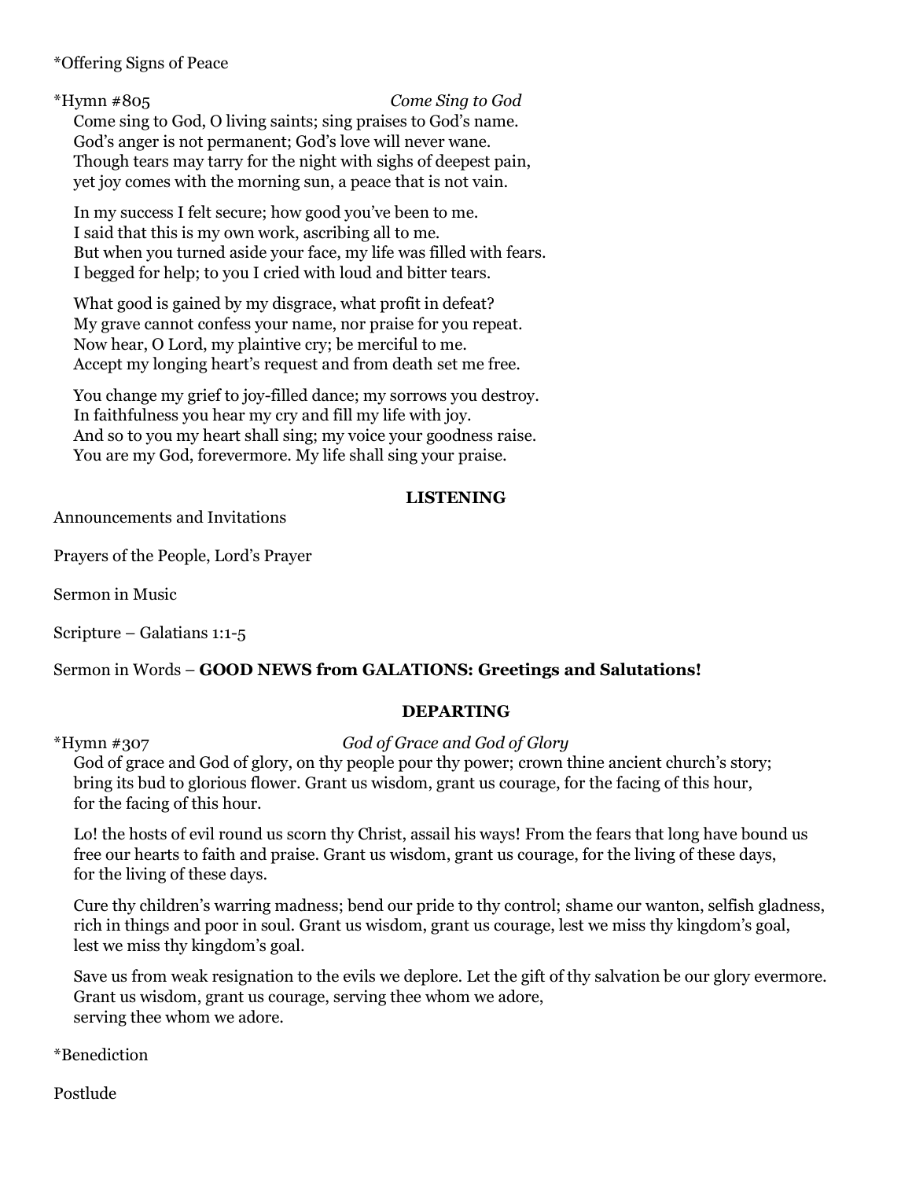*Offering Signs of Peace

*Hymn #805 *Come Sing to God*

Come sing to God, O living saints; sing praises to God's name.
God's anger is not permanent; God's love will never wane.
Though tears may tarry for the night with sighs of deepest pain,
yet joy comes with the morning sun, a peace that is not vain.

In my success I felt secure; how good you've been to me.
I said that this is my own work, ascribing all to me.
But when you turned aside your face, my life was filled with fears.
I begged for help; to you I cried with loud and bitter tears.

What good is gained by my disgrace, what profit in defeat?
My grave cannot confess your name, nor praise for you repeat.
Now hear, O Lord, my plaintive cry; be merciful to me.
Accept my longing heart's request and from death set me free.

You change my grief to joy-filled dance; my sorrows you destroy.
In faithfulness you hear my cry and fill my life with joy.
And so to you my heart shall sing; my voice your goodness raise.
You are my God, forevermore. My life shall sing your praise.

**LISTENING**

Announcements and Invitations

Prayers of the People, Lord's Prayer

Sermon in Music

Scripture – Galatians 1:1-5

Sermon in Words – **GOOD NEWS from GALATIONS: Greetings and Salutations!**

**DEPARTING**

*Hymn #307 *God of Grace and God of Glory*

God of grace and God of glory, on thy people pour thy power; crown thine ancient church's story; bring its bud to glorious flower. Grant us wisdom, grant us courage, for the facing of this hour, for the facing of this hour.

Lo! the hosts of evil round us scorn thy Christ, assail his ways! From the fears that long have bound us free our hearts to faith and praise. Grant us wisdom, grant us courage, for the living of these days, for the living of these days.

Cure thy children's warring madness; bend our pride to thy control; shame our wanton, selfish gladness, rich in things and poor in soul. Grant us wisdom, grant us courage, lest we miss thy kingdom's goal, lest we miss thy kingdom's goal.

Save us from weak resignation to the evils we deplore. Let the gift of thy salvation be our glory evermore. Grant us wisdom, grant us courage, serving thee whom we adore, serving thee whom we adore.

*Benediction

Postlude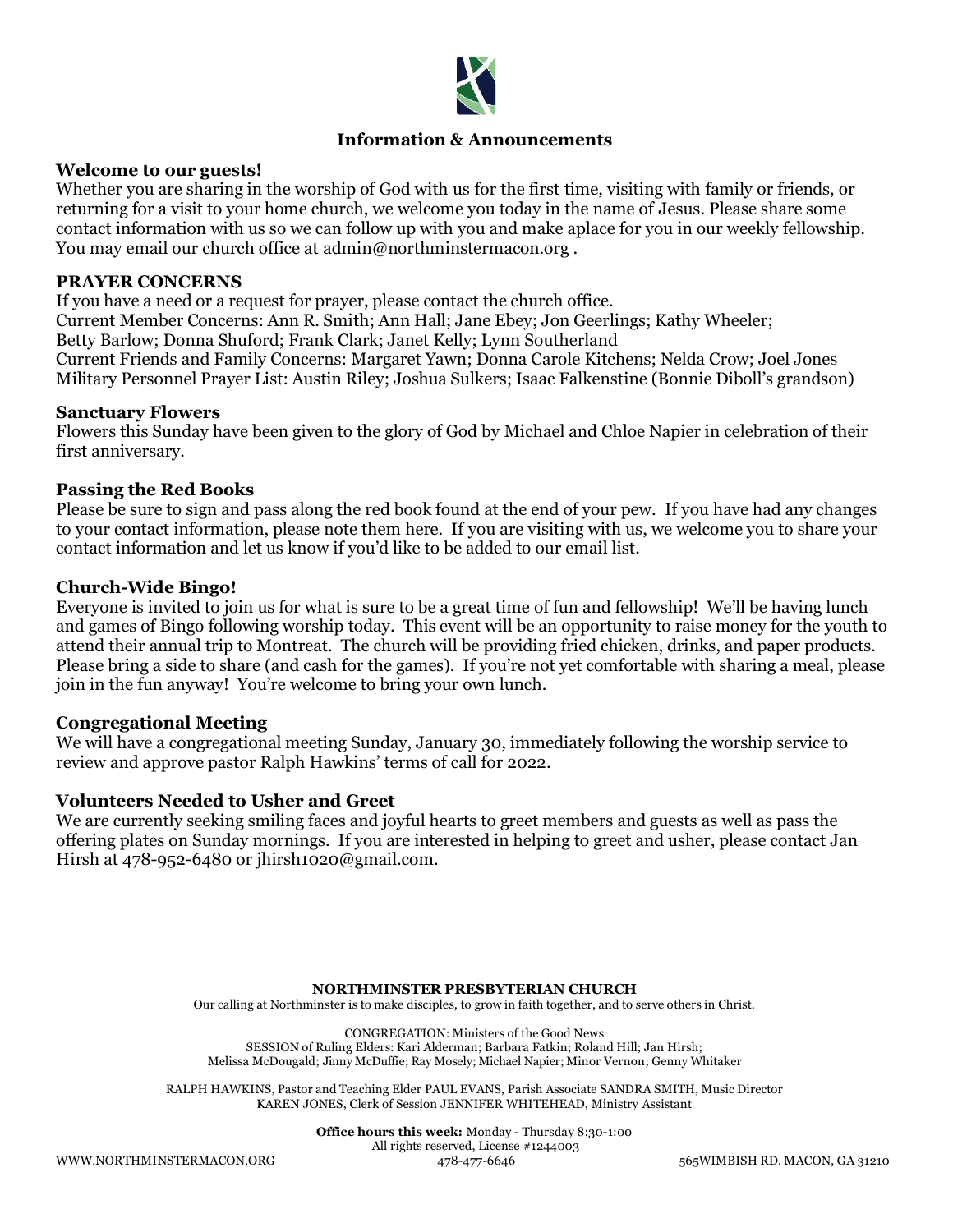## Information & Announcements

**Welcome to our guests!**
Whether you are sharing in the worship of God with us for the first time, visiting with family or friends, or returning for a visit to your home church, we welcome you today in the name of Jesus. Please share some contact information with us so we can follow up with you and make aplace for you in our weekly fellowship. You may email our church office at admin@northminstermacon.org .

**PRAYER CONCERNS**
If you have a need or a request for prayer, please contact the church office.
Current Member Concerns: Ann R. Smith; Ann Hall; Jane Ebey; Jon Geerlings; Kathy Wheeler; Betty Barlow; Donna Shuford; Frank Clark; Janet Kelly; Lynn Southerland
Current Friends and Family Concerns: Margaret Yawn; Donna Carole Kitchens; Nelda Crow; Joel Jones
Military Personnel Prayer List: Austin Riley; Joshua Sulkers; Isaac Falkenstine (Bonnie Diboll's grandson)

**Sanctuary Flowers**
Flowers this Sunday have been given to the glory of God by Michael and Chloe Napier in celebration of their first anniversary.

**Passing the Red Books**
Please be sure to sign and pass along the red book found at the end of your pew. If you have had any changes to your contact information, please note them here. If you are visiting with us, we welcome you to share your contact information and let us know if you'd like to be added to our email list.

**Church-Wide Bingo!**
Everyone is invited to join us for what is sure to be a great time of fun and fellowship! We'll be having lunch and games of Bingo following worship today. This event will be an opportunity to raise money for the youth to attend their annual trip to Montreat. The church will be providing fried chicken, drinks, and paper products. Please bring a side to share (and cash for the games). If you're not yet comfortable with sharing a meal, please join in the fun anyway! You're welcome to bring your own lunch.

**Congregational Meeting**
We will have a congregational meeting Sunday, January 30, immediately following the worship service to review and approve pastor Ralph Hawkins' terms of call for 2022.

**Volunteers Needed to Usher and Greet**
We are currently seeking smiling faces and joyful hearts to greet members and guests as well as pass the offering plates on Sunday mornings. If you are interested in helping to greet and usher, please contact Jan Hirsh at 478-952-6480 or jhirsh1020@gmail.com.

**NORTHMINSTER PRESBYTERIAN CHURCH**
Our calling at Northminster is to make disciples, to grow in faith together, and to serve others in Christ.

CONGREGATION: Ministers of the Good News
SESSION of Ruling Elders: Kari Alderman; Barbara Fatkin; Roland Hill; Jan Hirsh; Melissa McDougald; Jinny McDuffie; Ray Mosely; Michael Napier; Minor Vernon; Genny Whitaker

RALPH HAWKINS, Pastor and Teaching Elder PAUL EVANS, Parish Associate SANDRA SMITH, Music Director
KAREN JONES, Clerk of Session JENNIFER WHITEHEAD, Ministry Assistant

**Office hours this week:** Monday - Thursday 8:30-1:00
All rights reserved, License #1244003

WWW.NORTHMINSTERMACON.ORG 478-477-6646 565WIMBISH RD. MACON, GA 31210